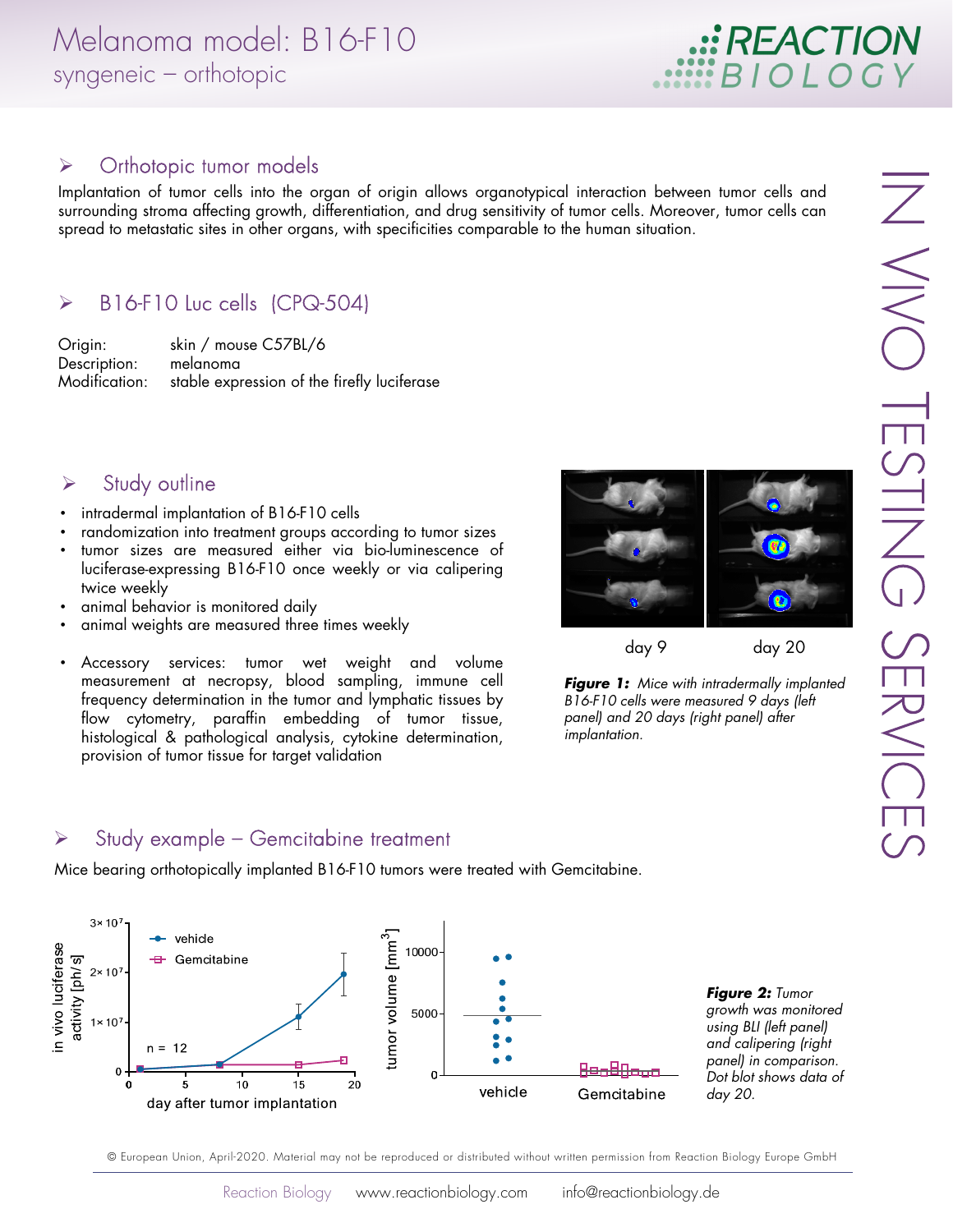# Melanoma model: B16-F10

syngeneic – orthotopic

## Orthotopic tumor models

Implantation of tumor cells into the organ of origin allows organotypical interaction between tumor cells and surrounding stroma affecting growth, differentiation, and drug sensitivity of tumor cells. Moreover, tumor cells can spread to metastatic sites in other organs, with specificities comparable to the human situation.

## B16-F10 Luc cells (CPQ-504)

Origin: skin / mouse C57BL/6
Description: melanoma
Modification: stable expression of the firefly luciferase

## Study outline

- intradermal implantation of B16-F10 cells
- randomization into treatment groups according to tumor sizes
- tumor sizes are measured either via bio-luminescence of luciferase-expressing B16-F10 once weekly or via calipering twice weekly
- animal behavior is monitored daily
- animal weights are measured three times weekly

- Accessory services: tumor wet weight and volume measurement at necropsy, blood sampling, immune cell frequency determination in the tumor and lymphatic tissues by flow cytometry, paraffin embedding of tumor tissue, histological & pathological analysis, cytokine determination, provision of tumor tissue for target validation

day 9 day 20

***Figure 1:*** *Mice with intradermally implanted B16-F10 cells were measured 9 days (left panel) and 20 days (right panel) after implantation.*

## Study example – Gemcitabine treatment

Mice bearing orthotopically implanted B16-F10 tumors were treated with Gemcitabine.

***Figure 2:*** *Tumor growth was monitored using BLI (left panel) and calipering (right panel) in comparison. Dot blot shows data of day 20.*

© European Union, April-2020. Material may not be reproduced or distributed without written permission from Reaction Biology Europe GmbH

Reaction Biology www.reactionbiology.com info@reactionbiology.de

IN VIVO TESTING SERVICES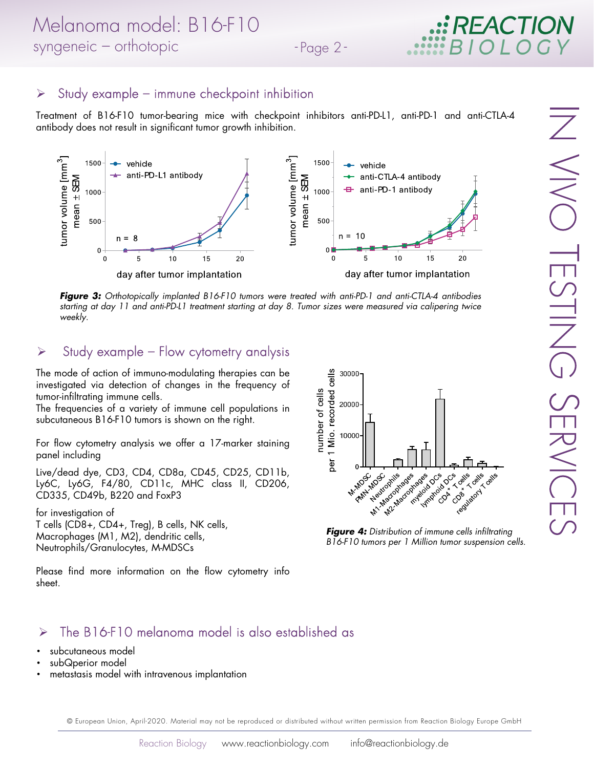## Study example – immune checkpoint inhibition

Treatment of B16-F10 tumor-bearing mice with checkpoint inhibitors anti-PD-L1, anti-PD-1 and anti-CTLA-4 antibody does not result in significant tumor growth inhibition.

tumor volume [mm³] mean ± SEM
1500
1000
500
0
n = 8
0 5 10 15 20
day after tumor implantation
vehicle
anti-PD-L1 antibody

tumor volume [mm³] mean ± SEM
1500
1000
500
0
n = 10
0 5 10 15 20
day after tumor implantation
vehicle
anti-CTLA-4 antibody
anti-PD-1 antibody

***Figure 3:*** *Orthotopically implanted B16-F10 tumors were treated with anti-PD-1 and anti-CTLA-4 antibodies starting at day 11 and anti-PD-L1 treatment starting at day 8. Tumor sizes were measured via calipering twice weekly.*

## Study example – Flow cytometry analysis

The mode of action of immuno-modulating therapies can be investigated via detection of changes in the frequency of tumor-infiltrating immune cells.
The frequencies of a variety of immune cell populations in subcutaneous B16-F10 tumors is shown on the right.

For flow cytometry analysis we offer a 17-marker staining panel including

Live/dead dye, CD3, CD4, CD8a, CD45, CD25, CD11b, Ly6C, Ly6G, F4/80, CD11c, MHC class II, CD206, CD335, CD49b, B220 and FoxP3

for investigation of
T cells (CD8+, CD4+, Treg), B cells, NK cells, Macrophages (M1, M2), dendritic cells, Neutrophils/Granulocytes, M-MDSCs

Please find more information on the flow cytometry info sheet.

number of cells per 1 Mio. recorded cells
30000
20000
10000
0
M-MDSC
PMN-MDSC
Neutrophils
M1-Macrophages
M2-Macrophages
myeloid DCs
lymphoid DCs
CD4⁺ T cells
CD8⁺ T cells
regulatory T cells

***Figure 4:*** *Distribution of immune cells infiltrating B16-F10 tumors per 1 Million tumor suspension cells.*

## The B16-F10 melanoma model is also established as

- subcutaneous model
- subQperior model
- metastasis model with intravenous implantation

© European Union, April-2020. Material may not be reproduced or distributed without written permission from Reaction Biology Europe GmbH